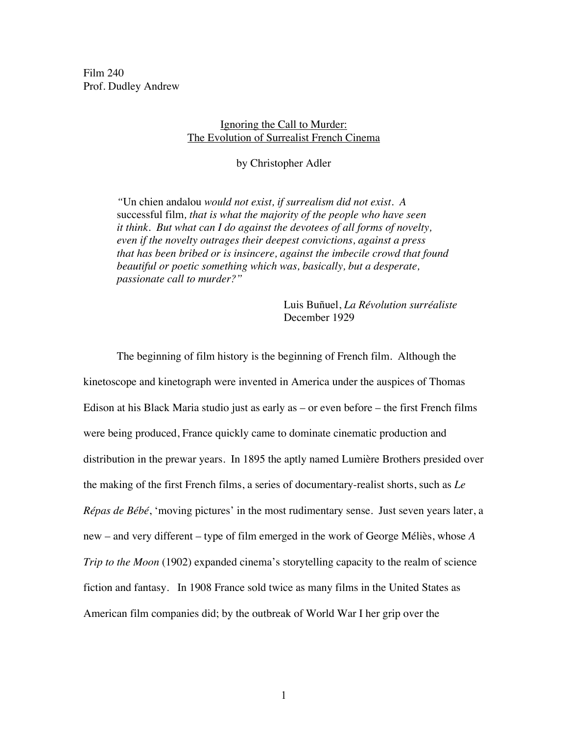Film 240
Prof. Dudley Andrew

## Ignoring the Call to Murder: The Evolution of Surrealist French Cinema

by Christopher Adler

> *"*Un chien andalou *would not exist, if surrealism did not exist. A* successful film*, that is what the majority of the people who have seen it think. But what can I do against the devotees of all forms of novelty, even if the novelty outrages their deepest convictions, against a press that has been bribed or is insincere, against the imbecile crowd that found beautiful or poetic something which was, basically, but a desperate, passionate call to murder?"*
>
> Luis Buñuel, *La Révolution surréaliste*
> December 1929

The beginning of film history is the beginning of French film. Although the kinetoscope and kinetograph were invented in America under the auspices of Thomas Edison at his Black Maria studio just as early as – or even before – the first French films were being produced, France quickly came to dominate cinematic production and distribution in the prewar years. In 1895 the aptly named Lumière Brothers presided over the making of the first French films, a series of documentary-realist shorts, such as *Le Répas de Bébé*, 'moving pictures' in the most rudimentary sense. Just seven years later, a new – and very different – type of film emerged in the work of George Méliès, whose *A Trip to the Moon* (1902) expanded cinema's storytelling capacity to the realm of science fiction and fantasy. In 1908 France sold twice as many films in the United States as American film companies did; by the outbreak of World War I her grip over the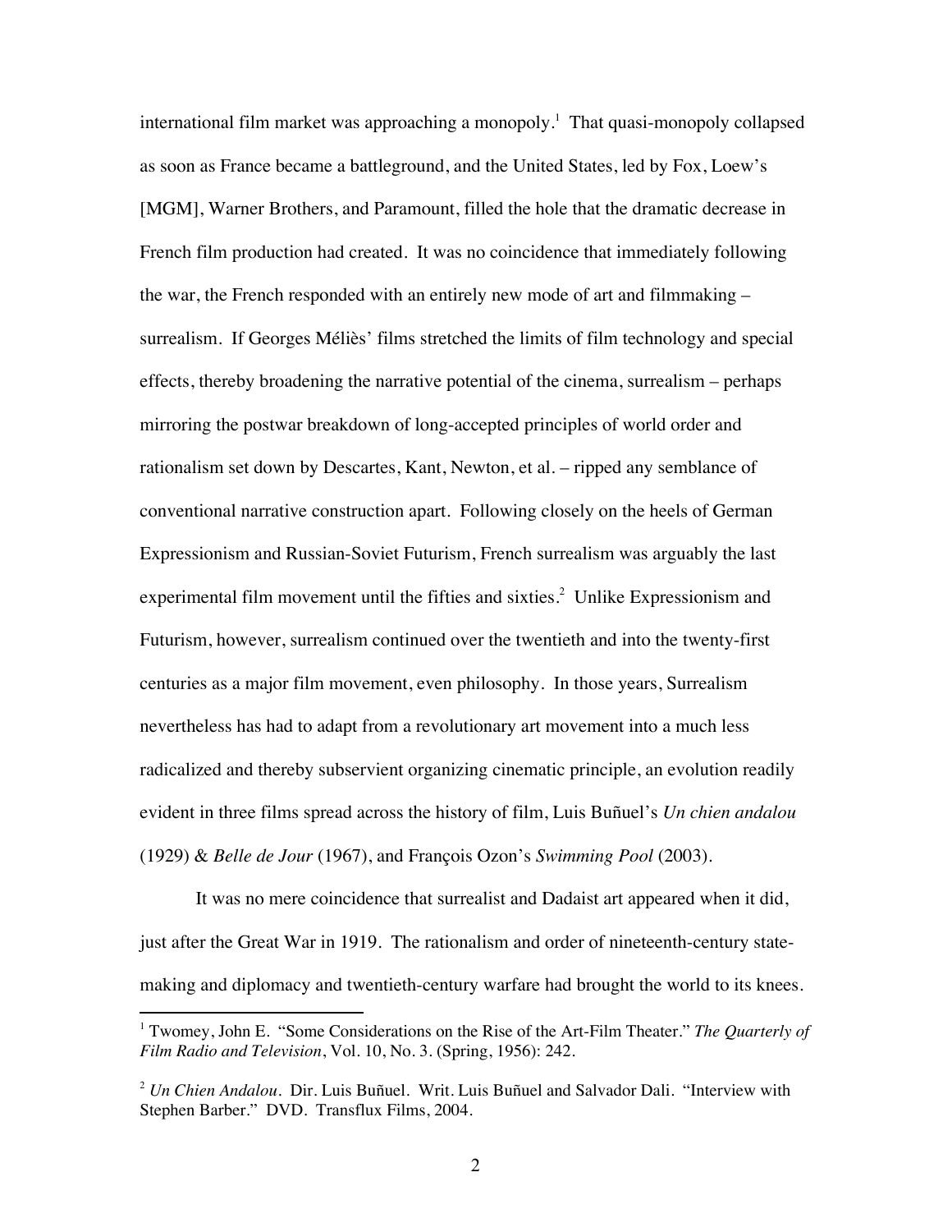international film market was approaching a monopoly.[1] That quasi-monopoly collapsed as soon as France became a battleground, and the United States, led by Fox, Loew's [MGM], Warner Brothers, and Paramount, filled the hole that the dramatic decrease in French film production had created. It was no coincidence that immediately following the war, the French responded with an entirely new mode of art and filmmaking – surrealism. If Georges Méliès' films stretched the limits of film technology and special effects, thereby broadening the narrative potential of the cinema, surrealism – perhaps mirroring the postwar breakdown of long-accepted principles of world order and rationalism set down by Descartes, Kant, Newton, et al. – ripped any semblance of conventional narrative construction apart. Following closely on the heels of German Expressionism and Russian-Soviet Futurism, French surrealism was arguably the last experimental film movement until the fifties and sixties.[2] Unlike Expressionism and Futurism, however, surrealism continued over the twentieth and into the twenty-first centuries as a major film movement, even philosophy. In those years, Surrealism nevertheless has had to adapt from a revolutionary art movement into a much less radicalized and thereby subservient organizing cinematic principle, an evolution readily evident in three films spread across the history of film, Luis Buñuel's *Un chien andalou* (1929) & *Belle de Jour* (1967), and François Ozon's *Swimming Pool* (2003).

It was no mere coincidence that surrealist and Dadaist art appeared when it did, just after the Great War in 1919. The rationalism and order of nineteenth-century state-making and diplomacy and twentieth-century warfare had brought the world to its knees.

---

[1] Twomey, John E. "Some Considerations on the Rise of the Art-Film Theater." *The Quarterly of Film Radio and Television*, Vol. 10, No. 3. (Spring, 1956): 242.

[2] *Un Chien Andalou*. Dir. Luis Buñuel. Writ. Luis Buñuel and Salvador Dali. "Interview with Stephen Barber." DVD. Transflux Films, 2004.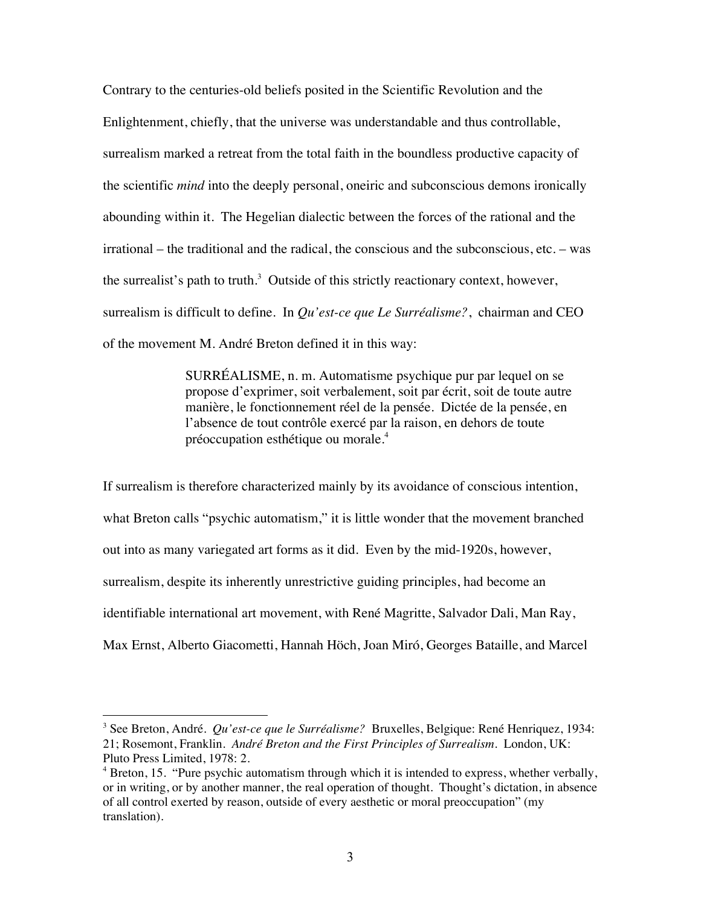Contrary to the centuries-old beliefs posited in the Scientific Revolution and the Enlightenment, chiefly, that the universe was understandable and thus controllable, surrealism marked a retreat from the total faith in the boundless productive capacity of the scientific *mind* into the deeply personal, oneiric and subconscious demons ironically abounding within it. The Hegelian dialectic between the forces of the rational and the irrational – the traditional and the radical, the conscious and the subconscious, etc. – was the surrealist's path to truth.[3] Outside of this strictly reactionary context, however, surrealism is difficult to define. In *Qu'est-ce que Le Surréalisme?*, chairman and CEO of the movement M. André Breton defined it in this way:

> SURRÉALISME, n. m. Automatisme psychique pur par lequel on se propose d'exprimer, soit verbalement, soit par écrit, soit de toute autre manière, le fonctionnement réel de la pensée. Dictée de la pensée, en l'absence de tout contrôle exercé par la raison, en dehors de toute préoccupation esthétique ou morale.[4]

If surrealism is therefore characterized mainly by its avoidance of conscious intention, what Breton calls "psychic automatism," it is little wonder that the movement branched out into as many variegated art forms as it did. Even by the mid-1920s, however, surrealism, despite its inherently unrestrictive guiding principles, had become an identifiable international art movement, with René Magritte, Salvador Dali, Man Ray, Max Ernst, Alberto Giacometti, Hannah Höch, Joan Miró, Georges Bataille, and Marcel

---

[3] See Breton, André. *Qu'est-ce que le Surréalisme?* Bruxelles, Belgique: René Henriquez, 1934: 21; Rosemont, Franklin. *André Breton and the First Principles of Surrealism*. London, UK: Pluto Press Limited, 1978: 2.

[4] Breton, 15. "Pure psychic automatism through which it is intended to express, whether verbally, or in writing, or by another manner, the real operation of thought. Thought's dictation, in absence of all control exerted by reason, outside of every aesthetic or moral preoccupation" (my translation).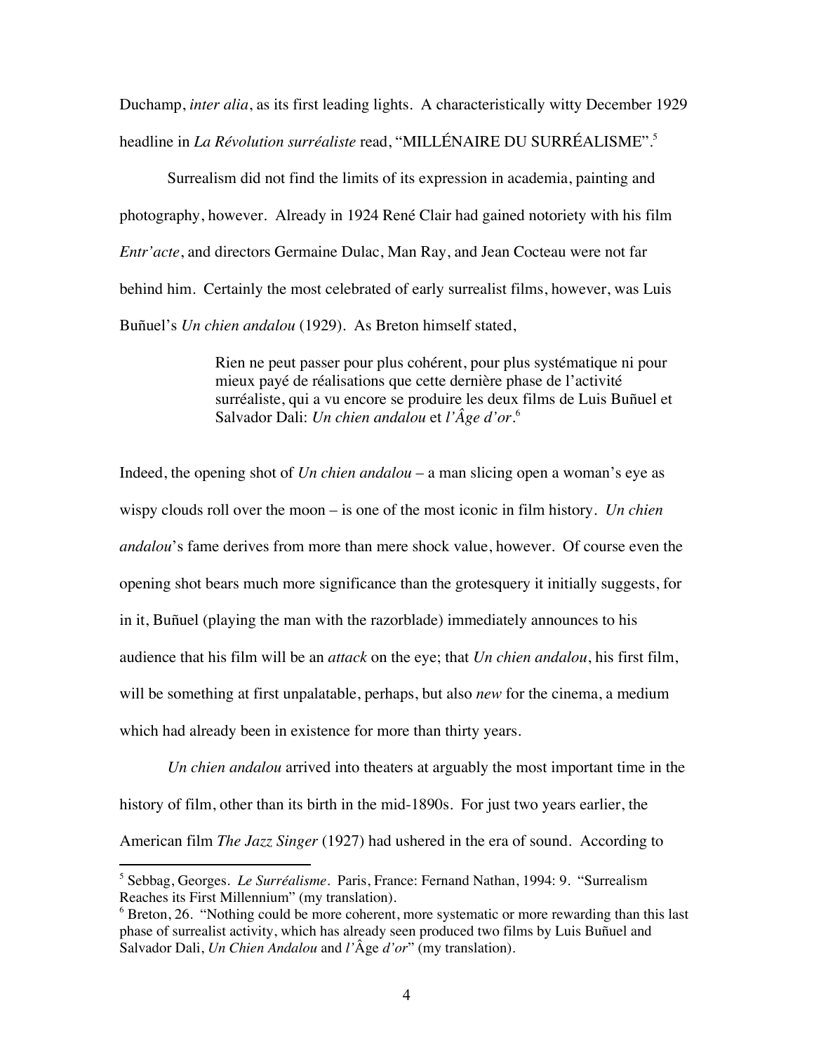Duchamp, *inter alia*, as its first leading lights. A characteristically witty December 1929 headline in *La Révolution surréaliste* read, "MILLÉNAIRE DU SURRÉALISME".[5]

Surrealism did not find the limits of its expression in academia, painting and photography, however. Already in 1924 René Clair had gained notoriety with his film *Entr'acte*, and directors Germaine Dulac, Man Ray, and Jean Cocteau were not far behind him. Certainly the most celebrated of early surrealist films, however, was Luis Buñuel's *Un chien andalou* (1929). As Breton himself stated,

> Rien ne peut passer pour plus cohérent, pour plus systématique ni pour mieux payé de réalisations que cette dernière phase de l'activité surréaliste, qui a vu encore se produire les deux films de Luis Buñuel et Salvador Dali: *Un chien andalou* et *l'Âge d'or*.[6]

Indeed, the opening shot of *Un chien andalou* – a man slicing open a woman's eye as wispy clouds roll over the moon – is one of the most iconic in film history. *Un chien andalou*'s fame derives from more than mere shock value, however. Of course even the opening shot bears much more significance than the grotesquery it initially suggests, for in it, Buñuel (playing the man with the razorblade) immediately announces to his audience that his film will be an *attack* on the eye; that *Un chien andalou*, his first film, will be something at first unpalatable, perhaps, but also *new* for the cinema, a medium which had already been in existence for more than thirty years.

*Un chien andalou* arrived into theaters at arguably the most important time in the history of film, other than its birth in the mid-1890s. For just two years earlier, the American film *The Jazz Singer* (1927) had ushered in the era of sound. According to

---

[5] Sebbag, Georges. *Le Surréalisme*. Paris, France: Fernand Nathan, 1994: 9. "Surrealism Reaches its First Millennium" (my translation).

[6] Breton, 26. "Nothing could be more coherent, more systematic or more rewarding than this last phase of surrealist activity, which has already seen produced two films by Luis Buñuel and Salvador Dali, *Un Chien Andalou* and *l'*Âge *d'or*" (my translation).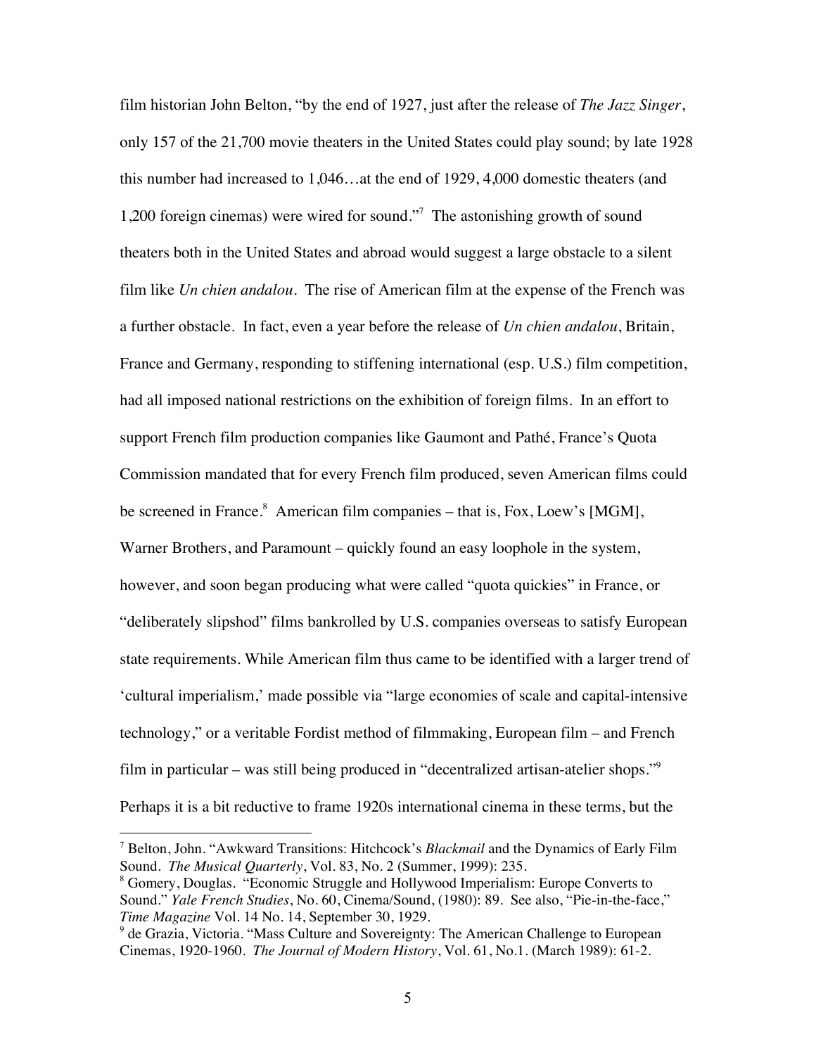film historian John Belton, "by the end of 1927, just after the release of *The Jazz Singer*, only 157 of the 21,700 movie theaters in the United States could play sound; by late 1928 this number had increased to 1,046…at the end of 1929, 4,000 domestic theaters (and 1,200 foreign cinemas) were wired for sound."[7] The astonishing growth of sound theaters both in the United States and abroad would suggest a large obstacle to a silent film like *Un chien andalou*. The rise of American film at the expense of the French was a further obstacle. In fact, even a year before the release of *Un chien andalou*, Britain, France and Germany, responding to stiffening international (esp. U.S.) film competition, had all imposed national restrictions on the exhibition of foreign films. In an effort to support French film production companies like Gaumont and Pathé, France's Quota Commission mandated that for every French film produced, seven American films could be screened in France.[8] American film companies – that is, Fox, Loew's [MGM], Warner Brothers, and Paramount – quickly found an easy loophole in the system, however, and soon began producing what were called "quota quickies" in France, or "deliberately slipshod" films bankrolled by U.S. companies overseas to satisfy European state requirements. While American film thus came to be identified with a larger trend of 'cultural imperialism,' made possible via "large economies of scale and capital-intensive technology," or a veritable Fordist method of filmmaking, European film – and French film in particular – was still being produced in "decentralized artisan-atelier shops."[9] Perhaps it is a bit reductive to frame 1920s international cinema in these terms, but the

---

[7] Belton, John. "Awkward Transitions: Hitchcock's *Blackmail* and the Dynamics of Early Film Sound. *The Musical Quarterly*, Vol. 83, No. 2 (Summer, 1999): 235.

[8] Gomery, Douglas. "Economic Struggle and Hollywood Imperialism: Europe Converts to Sound." *Yale French Studies*, No. 60, Cinema/Sound, (1980): 89. See also, "Pie-in-the-face," *Time Magazine* Vol. 14 No. 14, September 30, 1929.

[9] de Grazia, Victoria. "Mass Culture and Sovereignty: The American Challenge to European Cinemas, 1920-1960. *The Journal of Modern History*, Vol. 61, No.1. (March 1989): 61-2.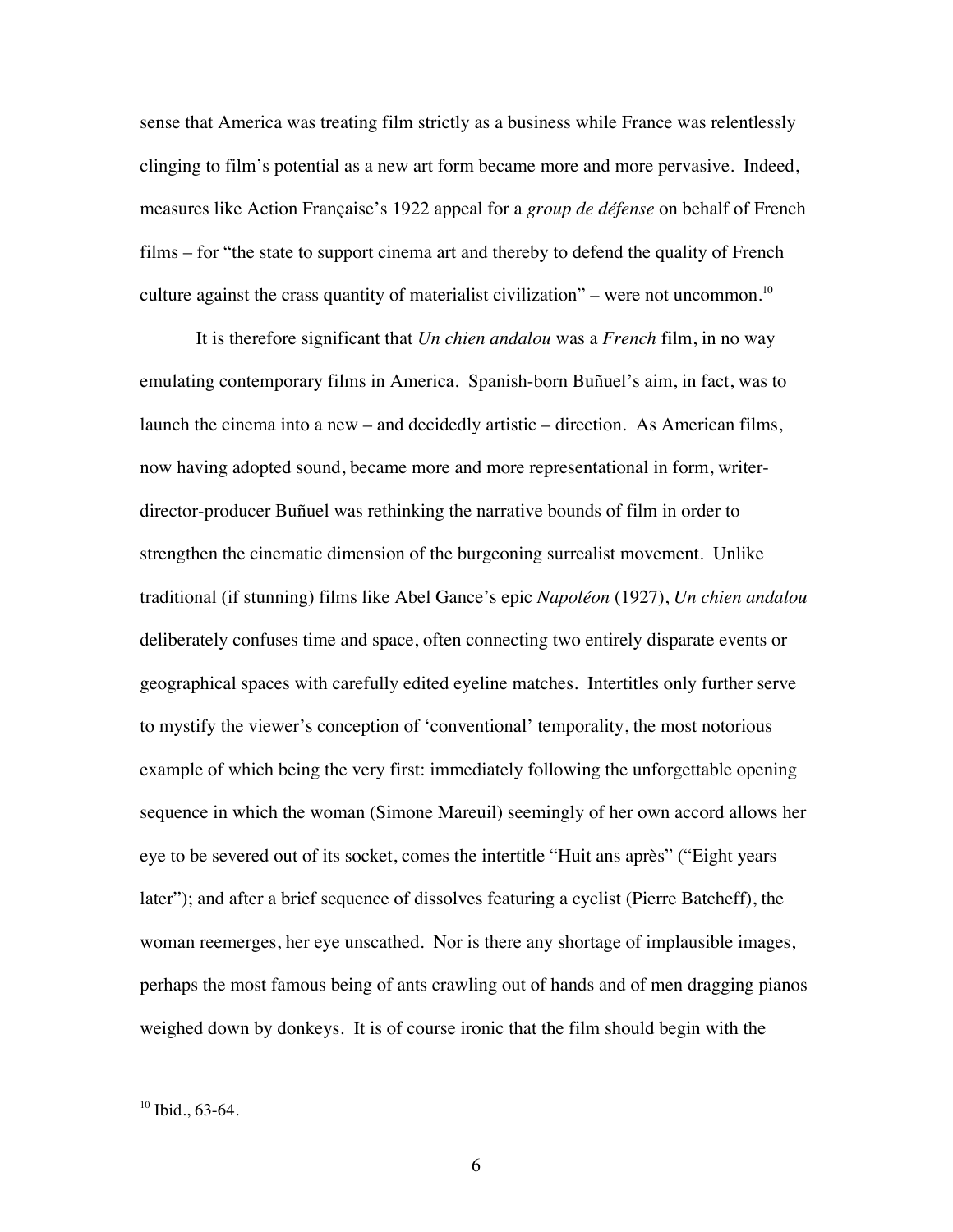sense that America was treating film strictly as a business while France was relentlessly clinging to film's potential as a new art form became more and more pervasive. Indeed, measures like Action Française's 1922 appeal for a *group de défense* on behalf of French films – for "the state to support cinema art and thereby to defend the quality of French culture against the crass quantity of materialist civilization" – were not uncommon.[10]

It is therefore significant that *Un chien andalou* was a *French* film, in no way emulating contemporary films in America. Spanish-born Buñuel's aim, in fact, was to launch the cinema into a new – and decidedly artistic – direction. As American films, now having adopted sound, became more and more representational in form, writer-director-producer Buñuel was rethinking the narrative bounds of film in order to strengthen the cinematic dimension of the burgeoning surrealist movement. Unlike traditional (if stunning) films like Abel Gance's epic *Napoléon* (1927), *Un chien andalou* deliberately confuses time and space, often connecting two entirely disparate events or geographical spaces with carefully edited eyeline matches. Intertitles only further serve to mystify the viewer's conception of 'conventional' temporality, the most notorious example of which being the very first: immediately following the unforgettable opening sequence in which the woman (Simone Mareuil) seemingly of her own accord allows her eye to be severed out of its socket, comes the intertitle "Huit ans après" ("Eight years later"); and after a brief sequence of dissolves featuring a cyclist (Pierre Batcheff), the woman reemerges, her eye unscathed. Nor is there any shortage of implausible images, perhaps the most famous being of ants crawling out of hands and of men dragging pianos weighed down by donkeys. It is of course ironic that the film should begin with the

[10] Ibid., 63-64.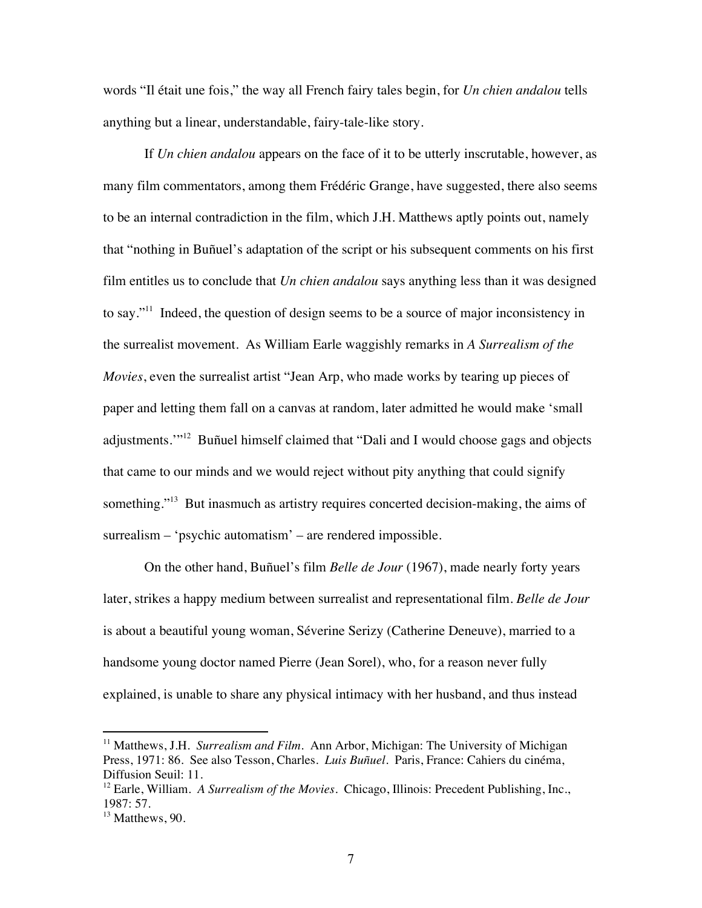words “Il était une fois,” the way all French fairy tales begin, for *Un chien andalou* tells anything but a linear, understandable, fairy-tale-like story.

If *Un chien andalou* appears on the face of it to be utterly inscrutable, however, as many film commentators, among them Frédéric Grange, have suggested, there also seems to be an internal contradiction in the film, which J.H. Matthews aptly points out, namely that “nothing in Buñuel’s adaptation of the script or his subsequent comments on his first film entitles us to conclude that *Un chien andalou* says anything less than it was designed to say.”[11] Indeed, the question of design seems to be a source of major inconsistency in the surrealist movement. As William Earle waggishly remarks in *A Surrealism of the Movies*, even the surrealist artist “Jean Arp, who made works by tearing up pieces of paper and letting them fall on a canvas at random, later admitted he would make ‘small adjustments.’”[12] Buñuel himself claimed that “Dali and I would choose gags and objects that came to our minds and we would reject without pity anything that could signify something.”[13] But inasmuch as artistry requires concerted decision-making, the aims of surrealism – ‘psychic automatism’ – are rendered impossible.

On the other hand, Buñuel’s film *Belle de Jour* (1967), made nearly forty years later, strikes a happy medium between surrealist and representational film. *Belle de Jour* is about a beautiful young woman, Séverine Serizy (Catherine Deneuve), married to a handsome young doctor named Pierre (Jean Sorel), who, for a reason never fully explained, is unable to share any physical intimacy with her husband, and thus instead

---

[11] Matthews, J.H. *Surrealism and Film*. Ann Arbor, Michigan: The University of Michigan Press, 1971: 86. See also Tesson, Charles. *Luis Buñuel*. Paris, France: Cahiers du cinéma, Diffusion Seuil: 11.

[12] Earle, William. *A Surrealism of the Movies*. Chicago, Illinois: Precedent Publishing, Inc., 1987: 57.

[13] Matthews, 90.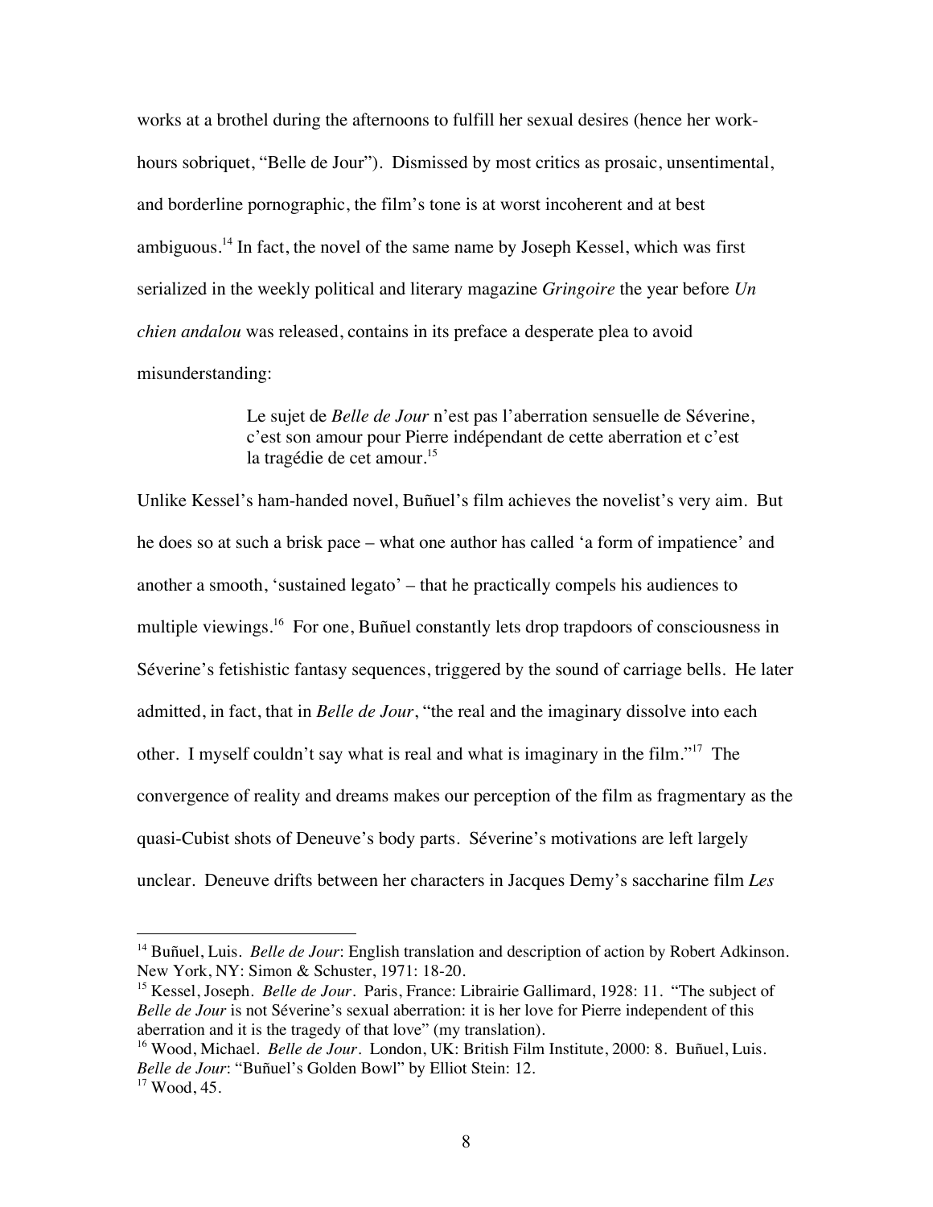works at a brothel during the afternoons to fulfill her sexual desires (hence her work-hours sobriquet, "Belle de Jour"). Dismissed by most critics as prosaic, unsentimental, and borderline pornographic, the film's tone is at worst incoherent and at best ambiguous.[14] In fact, the novel of the same name by Joseph Kessel, which was first serialized in the weekly political and literary magazine *Gringoire* the year before *Un chien andalou* was released, contains in its preface a desperate plea to avoid misunderstanding:

> Le sujet de *Belle de Jour* n'est pas l'aberration sensuelle de Séverine, c'est son amour pour Pierre indépendant de cette aberration et c'est la tragédie de cet amour.[15]

Unlike Kessel's ham-handed novel, Buñuel's film achieves the novelist's very aim. But he does so at such a brisk pace – what one author has called 'a form of impatience' and another a smooth, 'sustained legato' – that he practically compels his audiences to multiple viewings.[16] For one, Buñuel constantly lets drop trapdoors of consciousness in Séverine's fetishistic fantasy sequences, triggered by the sound of carriage bells. He later admitted, in fact, that in *Belle de Jour*, "the real and the imaginary dissolve into each other. I myself couldn't say what is real and what is imaginary in the film."[17] The convergence of reality and dreams makes our perception of the film as fragmentary as the quasi-Cubist shots of Deneuve's body parts. Séverine's motivations are left largely unclear. Deneuve drifts between her characters in Jacques Demy's saccharine film *Les*

---

[14] Buñuel, Luis. *Belle de Jour*: English translation and description of action by Robert Adkinson. New York, NY: Simon & Schuster, 1971: 18-20.

[15] Kessel, Joseph. *Belle de Jour*. Paris, France: Librairie Gallimard, 1928: 11. "The subject of *Belle de Jour* is not Séverine's sexual aberration: it is her love for Pierre independent of this aberration and it is the tragedy of that love" (my translation).

[16] Wood, Michael. *Belle de Jour*. London, UK: British Film Institute, 2000: 8. Buñuel, Luis. *Belle de Jour*: "Buñuel's Golden Bowl" by Elliot Stein: 12.

[17] Wood, 45.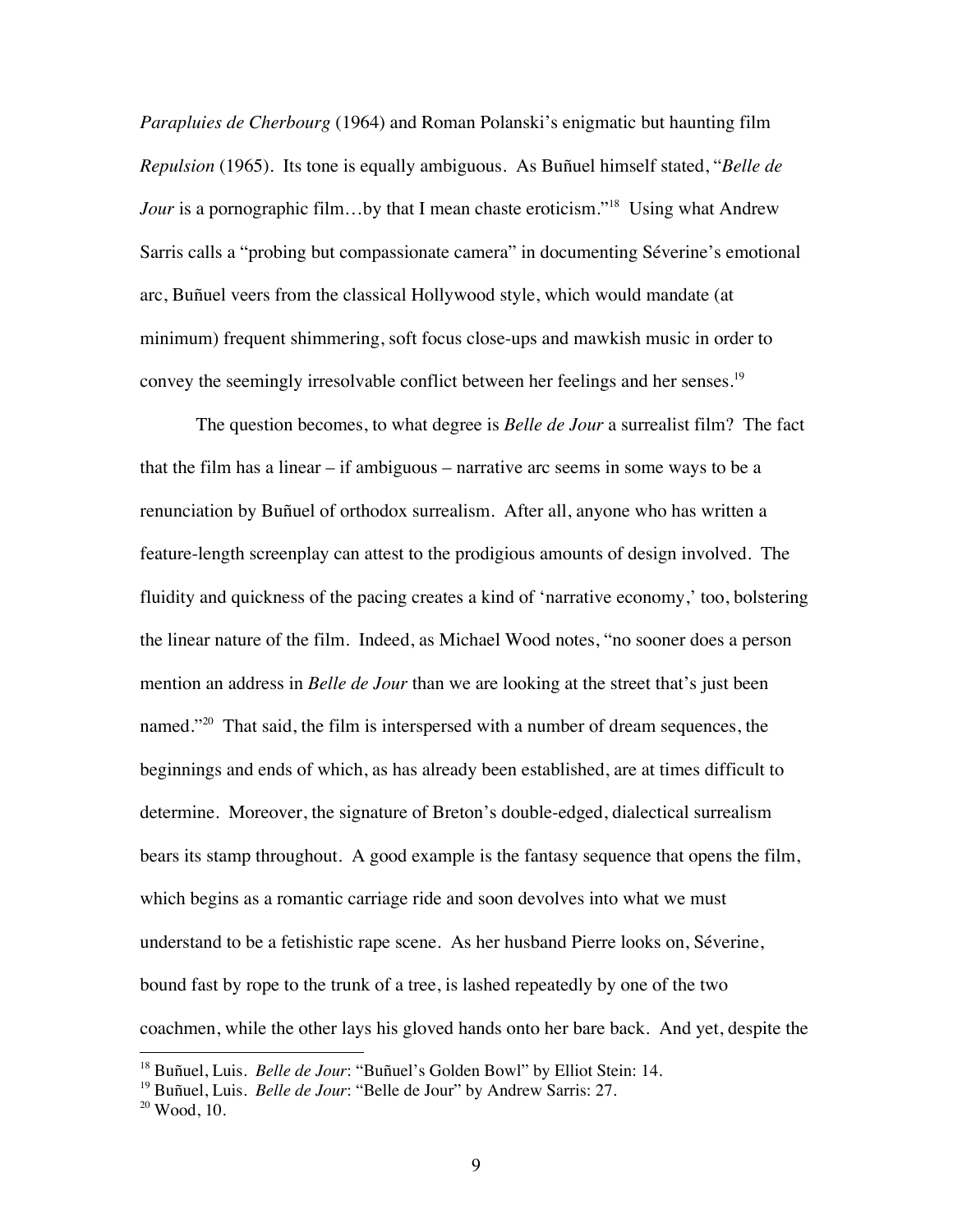*Parapluies de Cherbourg* (1964) and Roman Polanski's enigmatic but haunting film *Repulsion* (1965). Its tone is equally ambiguous. As Buñuel himself stated, "*Belle de Jour* is a pornographic film…by that I mean chaste eroticism."[18] Using what Andrew Sarris calls a "probing but compassionate camera" in documenting Séverine's emotional arc, Buñuel veers from the classical Hollywood style, which would mandate (at minimum) frequent shimmering, soft focus close-ups and mawkish music in order to convey the seemingly irresolvable conflict between her feelings and her senses.[19]

The question becomes, to what degree is *Belle de Jour* a surrealist film? The fact that the film has a linear – if ambiguous – narrative arc seems in some ways to be a renunciation by Buñuel of orthodox surrealism. After all, anyone who has written a feature-length screenplay can attest to the prodigious amounts of design involved. The fluidity and quickness of the pacing creates a kind of 'narrative economy,' too, bolstering the linear nature of the film. Indeed, as Michael Wood notes, "no sooner does a person mention an address in *Belle de Jour* than we are looking at the street that's just been named."[20] That said, the film is interspersed with a number of dream sequences, the beginnings and ends of which, as has already been established, are at times difficult to determine. Moreover, the signature of Breton's double-edged, dialectical surrealism bears its stamp throughout. A good example is the fantasy sequence that opens the film, which begins as a romantic carriage ride and soon devolves into what we must understand to be a fetishistic rape scene. As her husband Pierre looks on, Séverine, bound fast by rope to the trunk of a tree, is lashed repeatedly by one of the two coachmen, while the other lays his gloved hands onto her bare back. And yet, despite the

---

[18] Buñuel, Luis. *Belle de Jour*: "Buñuel's Golden Bowl" by Elliot Stein: 14.

[19] Buñuel, Luis. *Belle de Jour*: "Belle de Jour" by Andrew Sarris: 27.

[20] Wood, 10.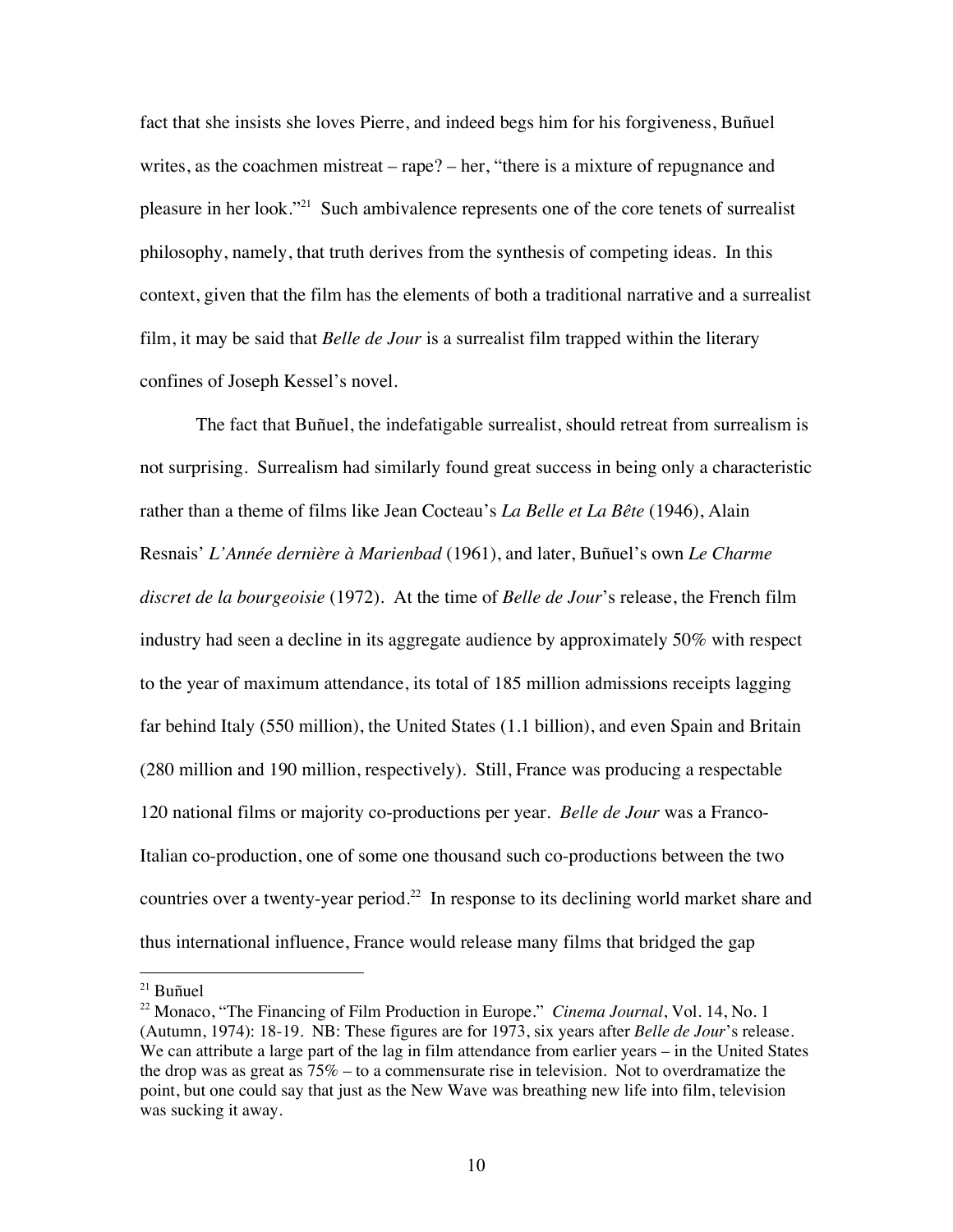fact that she insists she loves Pierre, and indeed begs him for his forgiveness, Buñuel writes, as the coachmen mistreat – rape? – her, "there is a mixture of repugnance and pleasure in her look."[21] Such ambivalence represents one of the core tenets of surrealist philosophy, namely, that truth derives from the synthesis of competing ideas. In this context, given that the film has the elements of both a traditional narrative and a surrealist film, it may be said that *Belle de Jour* is a surrealist film trapped within the literary confines of Joseph Kessel's novel.

The fact that Buñuel, the indefatigable surrealist, should retreat from surrealism is not surprising. Surrealism had similarly found great success in being only a characteristic rather than a theme of films like Jean Cocteau's *La Belle et La Bête* (1946), Alain Resnais' *L'Année dernière à Marienbad* (1961), and later, Buñuel's own *Le Charme discret de la bourgeoisie* (1972). At the time of *Belle de Jour*'s release, the French film industry had seen a decline in its aggregate audience by approximately 50% with respect to the year of maximum attendance, its total of 185 million admissions receipts lagging far behind Italy (550 million), the United States (1.1 billion), and even Spain and Britain (280 million and 190 million, respectively). Still, France was producing a respectable 120 national films or majority co-productions per year. *Belle de Jour* was a Franco-Italian co-production, one of some one thousand such co-productions between the two countries over a twenty-year period.[22] In response to its declining world market share and thus international influence, France would release many films that bridged the gap

---

[21] Buñuel

[22] Monaco, "The Financing of Film Production in Europe." *Cinema Journal*, Vol. 14, No. 1 (Autumn, 1974): 18-19. NB: These figures are for 1973, six years after *Belle de Jour*'s release. We can attribute a large part of the lag in film attendance from earlier years – in the United States the drop was as great as 75% – to a commensurate rise in television. Not to overdramatize the point, but one could say that just as the New Wave was breathing new life into film, television was sucking it away.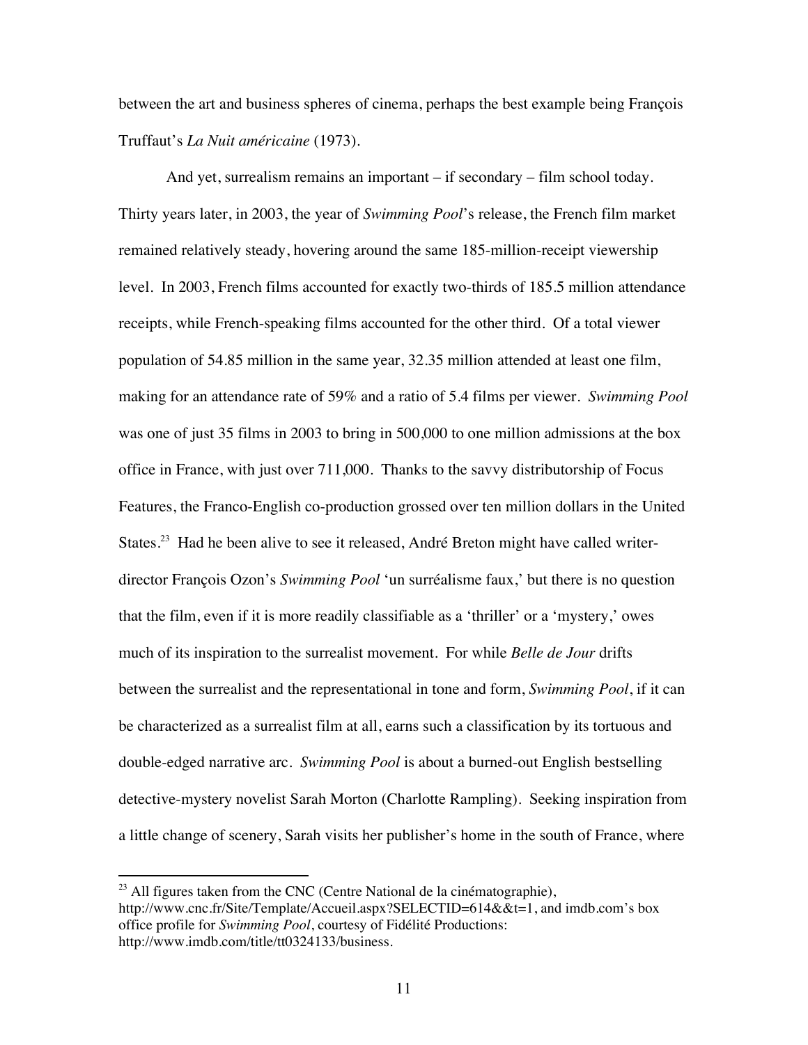between the art and business spheres of cinema, perhaps the best example being François Truffaut's *La Nuit américaine* (1973).

And yet, surrealism remains an important – if secondary – film school today. Thirty years later, in 2003, the year of *Swimming Pool*'s release, the French film market remained relatively steady, hovering around the same 185-million-receipt viewership level. In 2003, French films accounted for exactly two-thirds of 185.5 million attendance receipts, while French-speaking films accounted for the other third. Of a total viewer population of 54.85 million in the same year, 32.35 million attended at least one film, making for an attendance rate of 59% and a ratio of 5.4 films per viewer. *Swimming Pool* was one of just 35 films in 2003 to bring in 500,000 to one million admissions at the box office in France, with just over 711,000. Thanks to the savvy distributorship of Focus Features, the Franco-English co-production grossed over ten million dollars in the United States.[23] Had he been alive to see it released, André Breton might have called writer-director François Ozon's *Swimming Pool* 'un surréalisme faux,' but there is no question that the film, even if it is more readily classifiable as a 'thriller' or a 'mystery,' owes much of its inspiration to the surrealist movement. For while *Belle de Jour* drifts between the surrealist and the representational in tone and form, *Swimming Pool*, if it can be characterized as a surrealist film at all, earns such a classification by its tortuous and double-edged narrative arc. *Swimming Pool* is about a burned-out English bestselling detective-mystery novelist Sarah Morton (Charlotte Rampling). Seeking inspiration from a little change of scenery, Sarah visits her publisher's home in the south of France, where

[23] All figures taken from the CNC (Centre National de la cinématographie), http://www.cnc.fr/Site/Template/Accueil.aspx?SELECTID=614&&t=1, and imdb.com's box office profile for *Swimming Pool*, courtesy of Fidélité Productions: http://www.imdb.com/title/tt0324133/business.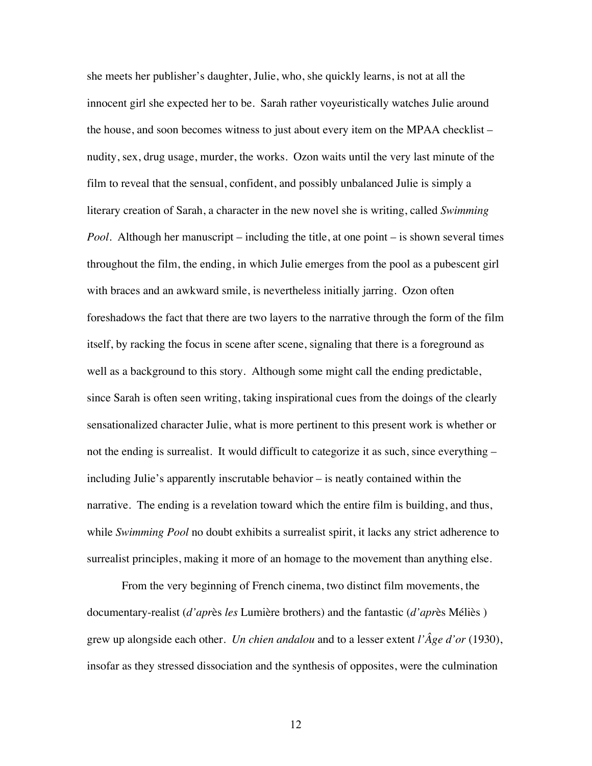she meets her publisher's daughter, Julie, who, she quickly learns, is not at all the innocent girl she expected her to be. Sarah rather voyeuristically watches Julie around the house, and soon becomes witness to just about every item on the MPAA checklist – nudity, sex, drug usage, murder, the works. Ozon waits until the very last minute of the film to reveal that the sensual, confident, and possibly unbalanced Julie is simply a literary creation of Sarah, a character in the new novel she is writing, called *Swimming Pool*. Although her manuscript – including the title, at one point – is shown several times throughout the film, the ending, in which Julie emerges from the pool as a pubescent girl with braces and an awkward smile, is nevertheless initially jarring. Ozon often foreshadows the fact that there are two layers to the narrative through the form of the film itself, by racking the focus in scene after scene, signaling that there is a foreground as well as a background to this story. Although some might call the ending predictable, since Sarah is often seen writing, taking inspirational cues from the doings of the clearly sensationalized character Julie, what is more pertinent to this present work is whether or not the ending is surrealist. It would difficult to categorize it as such, since everything – including Julie's apparently inscrutable behavior – is neatly contained within the narrative. The ending is a revelation toward which the entire film is building, and thus, while *Swimming Pool* no doubt exhibits a surrealist spirit, it lacks any strict adherence to surrealist principles, making it more of an homage to the movement than anything else.

From the very beginning of French cinema, two distinct film movements, the documentary-realist (*d'apr*ès *les* Lumière brothers) and the fantastic (*d'apr*ès Méliès ) grew up alongside each other. *Un chien andalou* and to a lesser extent *l'Âge d'or* (1930), insofar as they stressed dissociation and the synthesis of opposites, were the culmination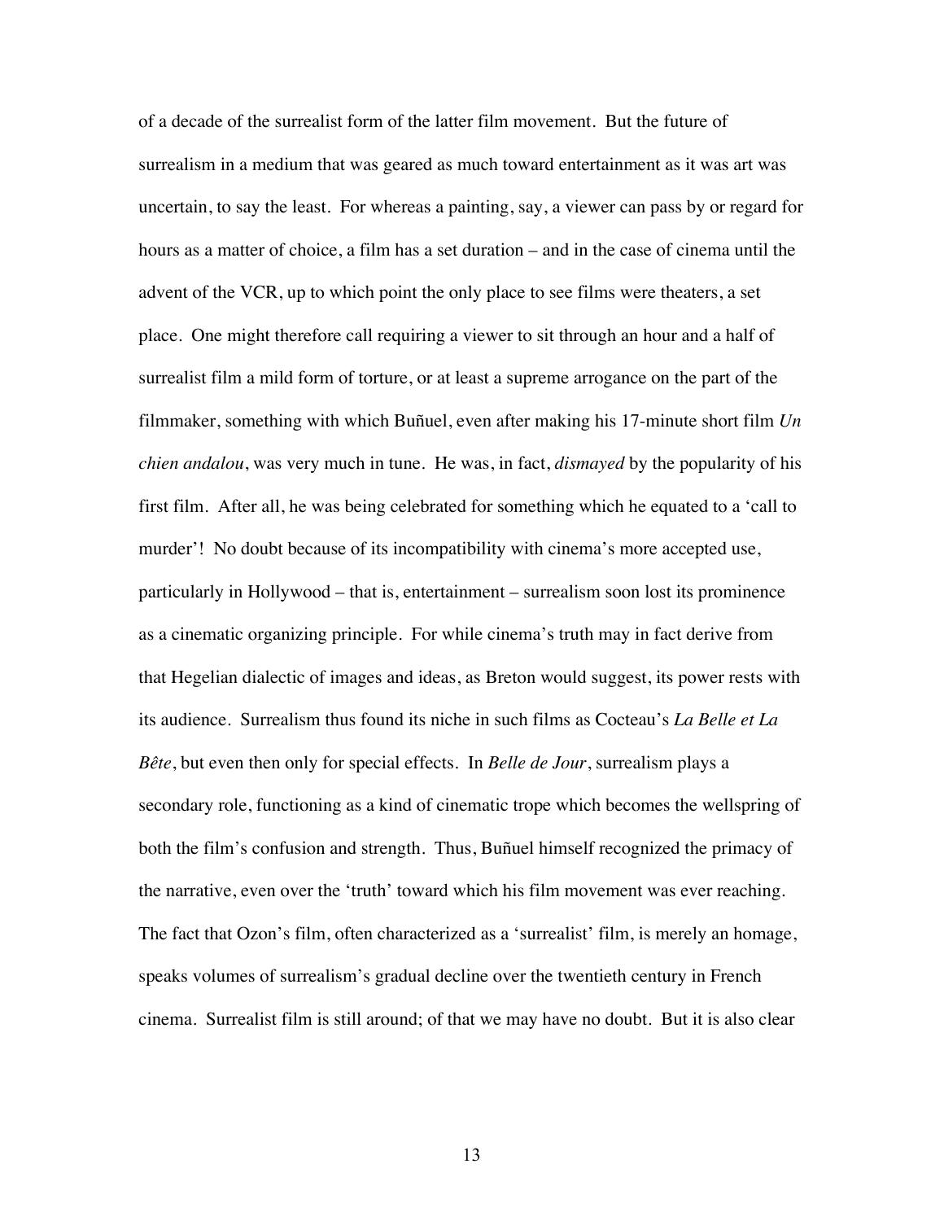of a decade of the surrealist form of the latter film movement. But the future of surrealism in a medium that was geared as much toward entertainment as it was art was uncertain, to say the least. For whereas a painting, say, a viewer can pass by or regard for hours as a matter of choice, a film has a set duration – and in the case of cinema until the advent of the VCR, up to which point the only place to see films were theaters, a set place. One might therefore call requiring a viewer to sit through an hour and a half of surrealist film a mild form of torture, or at least a supreme arrogance on the part of the filmmaker, something with which Buñuel, even after making his 17-minute short film *Un chien andalou*, was very much in tune. He was, in fact, *dismayed* by the popularity of his first film. After all, he was being celebrated for something which he equated to a 'call to murder'! No doubt because of its incompatibility with cinema's more accepted use, particularly in Hollywood – that is, entertainment – surrealism soon lost its prominence as a cinematic organizing principle. For while cinema's truth may in fact derive from that Hegelian dialectic of images and ideas, as Breton would suggest, its power rests with its audience. Surrealism thus found its niche in such films as Cocteau's *La Belle et La Bête*, but even then only for special effects. In *Belle de Jour*, surrealism plays a secondary role, functioning as a kind of cinematic trope which becomes the wellspring of both the film's confusion and strength. Thus, Buñuel himself recognized the primacy of the narrative, even over the 'truth' toward which his film movement was ever reaching. The fact that Ozon's film, often characterized as a 'surrealist' film, is merely an homage, speaks volumes of surrealism's gradual decline over the twentieth century in French cinema. Surrealist film is still around; of that we may have no doubt. But it is also clear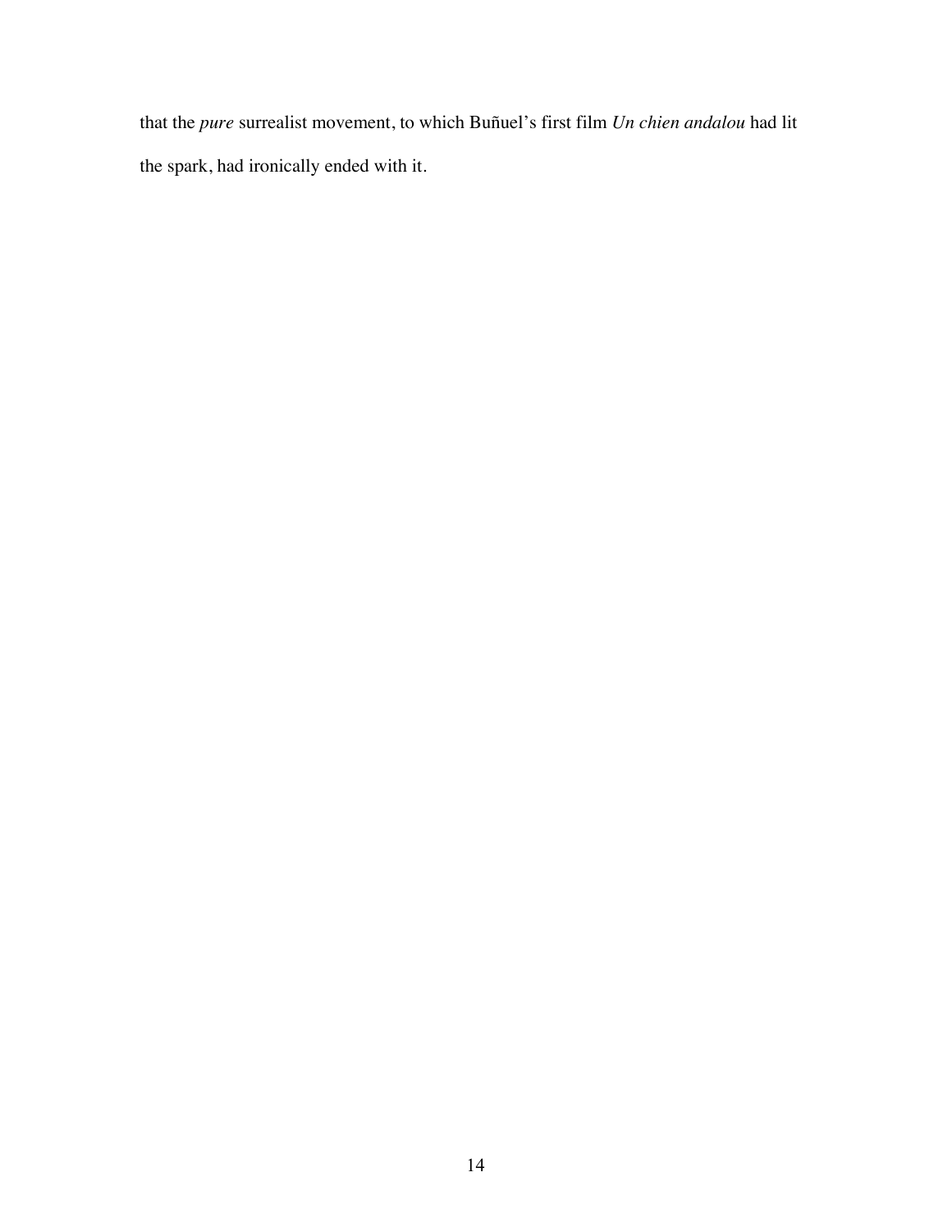that the *pure* surrealist movement, to which Buñuel's first film *Un chien andalou* had lit the spark, had ironically ended with it.